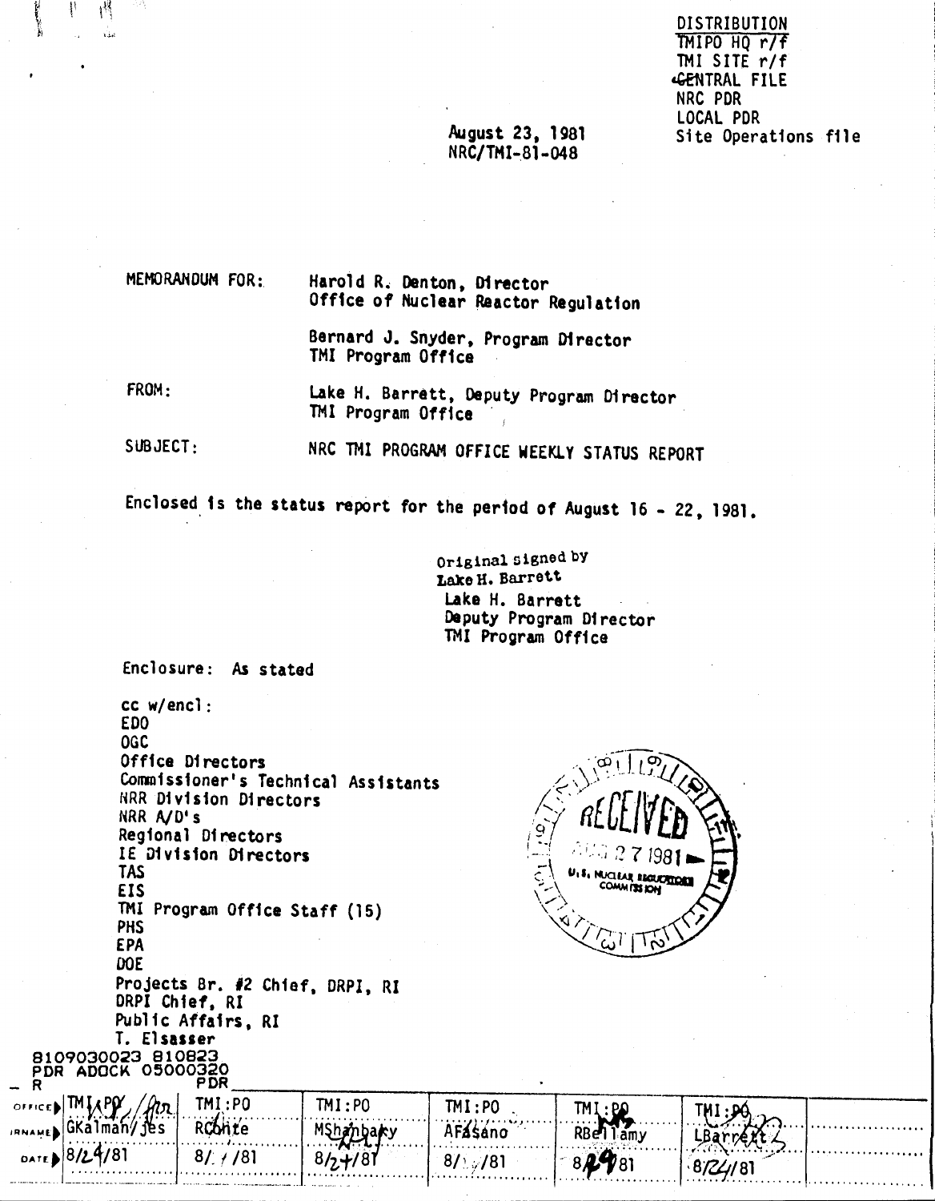DISTRIBUTION
TMIPO HQ r/f
TMI SITE r/f
CENTRAL FILE
NRC PDR
LOCAL PDR
Site Operations file

August 23, 1981
NRC/TMI-81-048

MEMORANDUM FOR: Harold R. Denton, Director
Office of Nuclear Reactor Regulation

Bernard J. Snyder, Program Director
TMI Program Office

FROM: Lake H. Barrett, Deputy Program Director
TMI Program Office

SUBJECT: NRC TMI PROGRAM OFFICE WEEKLY STATUS REPORT

Enclosed is the status report for the period of August 16 - 22, 1981.

Original signed by
Lake H. Barrett
Lake H. Barrett
Deputy Program Director
TMI Program Office

Enclosure: As stated

cc w/encl:
EDO
OGC
Office Directors
Commissioner's Technical Assistants
NRR Division Directors
NRR A/D's
Regional Directors
IE Division Directors
TAS
EIS
TMI Program Office Staff (15)
PHS
EPA
DOE
Projects Br. #2 Chief, DRPI, RI
DRPI Chief, RI
Public Affairs, RI
T. Elsasser

RECEIVED AUG 27 1981 U.S. NUCLEAR REGULATORY COMMISSION

8109030023 810823
PDR ADOCK 05000320
R PDR

| OFFICE | TMI:PO | TMI:PO | TMI:PO | TMI:PO | TMI:PO | TMI:PO | |
|---|---|---|---|---|---|---|---|
| SURNAME | GKalman/jes | RConte | MShanbaky | AFasano | RBellamy | LBarrett | |
| DATE | 8/24/81 | 8/ /81 | 8/24/81 | 8/ /81 | 8/24/81 | 8/24/81 | |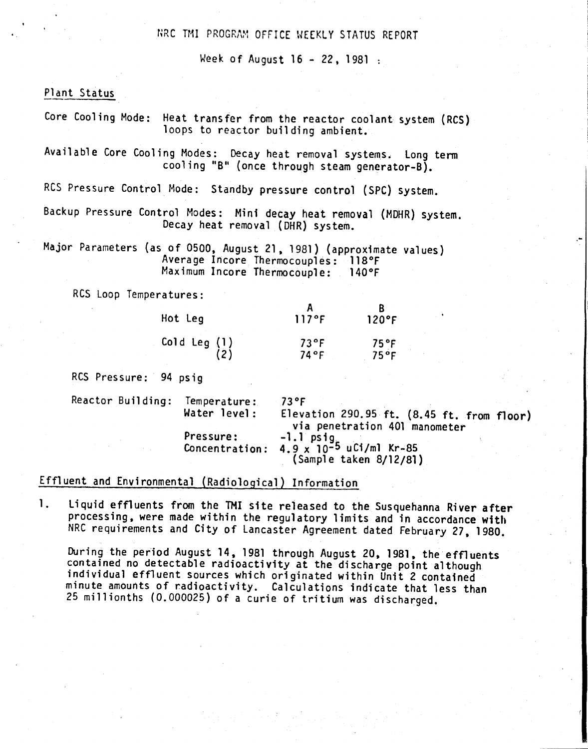NRC TMI PROGRAM OFFICE WEEKLY STATUS REPORT

Week of August 16 - 22, 1981

## Plant Status

Core Cooling Mode: Heat transfer from the reactor coolant system (RCS) loops to reactor building ambient.

Available Core Cooling Modes: Decay heat removal systems. Long term cooling "B" (once through steam generator-B).

RCS Pressure Control Mode: Standby pressure control (SPC) system.

Backup Pressure Control Modes: Mini decay heat removal (MDHR) system. Decay heat removal (DHR) system.

Major Parameters (as of 0500, August 21, 1981) (approximate values)
Average Incore Thermocouples: 118°F
Maximum Incore Thermocouple: 140°F

RCS Loop Temperatures:

| | A | B |
|---|---|---|
| Hot Leg | 117°F | 120°F |
| Cold Leg (1) | 73°F | 75°F |
| (2) | 74°F | 75°F |

RCS Pressure: 94 psig

Reactor Building:
- Temperature: 73°F
- Water level: Elevation 290.95 ft. (8.45 ft. from floor) via penetration 401 manometer
- Pressure: -1.1 psig
- Concentration: $4.9 \times 10^{-5}$ uCi/ml Kr-85 (Sample taken 8/12/81)

## Effluent and Environmental (Radiological) Information

1. Liquid effluents from the TMI site released to the Susquehanna River after processing, were made within the regulatory limits and in accordance with NRC requirements and City of Lancaster Agreement dated February 27, 1980.

   During the period August 14, 1981 through August 20, 1981, the effluents contained no detectable radioactivity at the discharge point although individual effluent sources which originated within Unit 2 contained minute amounts of radioactivity. Calculations indicate that less than 25 millionths (0.000025) of a curie of tritium was discharged.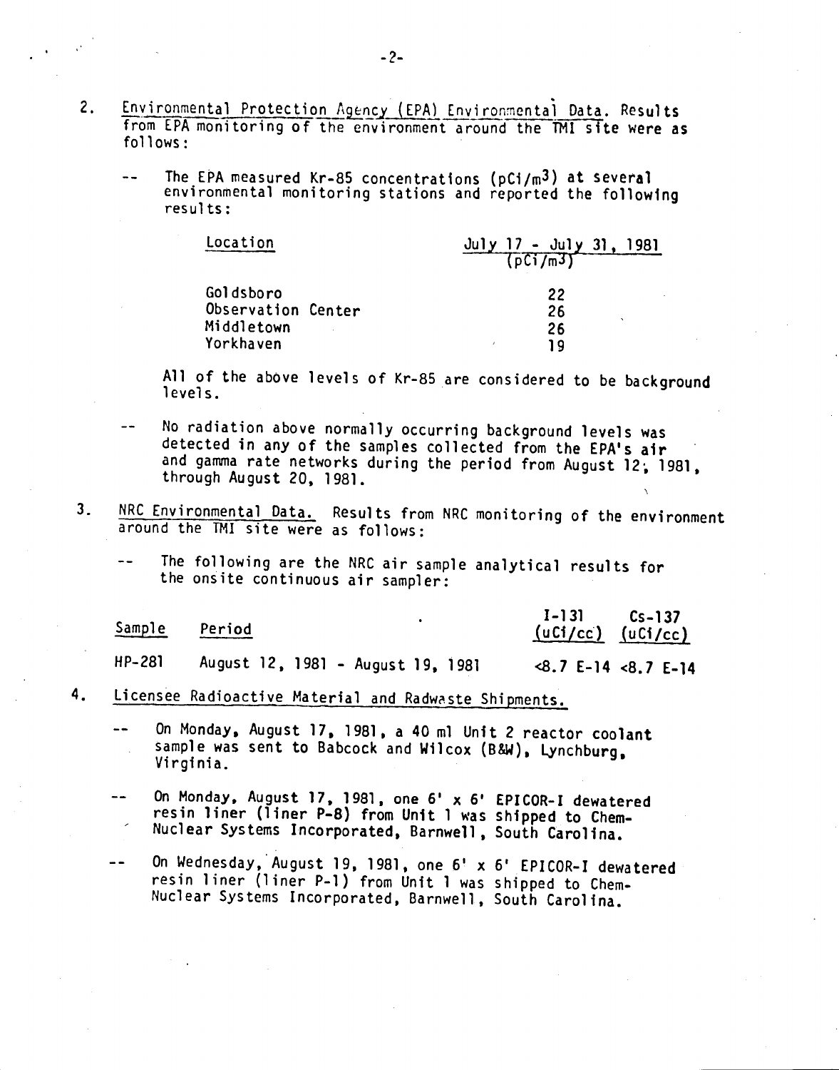2. Environmental Protection Agency (EPA) Environmental Data. Results from EPA monitoring of the environment around the TMI site were as follows:

   -- The EPA measured Kr-85 concentrations ($pCi/m^3$) at several environmental monitoring stations and reported the following results:

   | Location | July 17 - July 31, 1981 ($pCi/m^3$) |
   |---|---|
   | Goldsboro | 22 |
   | Observation Center | 26 |
   | Middletown | 26 |
   | Yorkhaven | 19 |

   All of the above levels of Kr-85 are considered to be background levels.

   -- No radiation above normally occurring background levels was detected in any of the samples collected from the EPA's air and gamma rate networks during the period from August 12, 1981, through August 20, 1981.

3. NRC Environmental Data. Results from NRC monitoring of the environment around the TMI site were as follows:

   -- The following are the NRC air sample analytical results for the onsite continuous air sampler:

   | Sample | Period | I-131 (uCi/cc) | Cs-137 (uCi/cc) |
   |---|---|---|---|
   | HP-281 | August 12, 1981 - August 19, 1981 | <8.7 E-14 | <8.7 E-14 |

4. Licensee Radioactive Material and Radwaste Shipments.

   -- On Monday, August 17, 1981, a 40 ml Unit 2 reactor coolant sample was sent to Babcock and Wilcox (B&W), Lynchburg, Virginia.

   -- On Monday, August 17, 1981, one 6' x 6' EPICOR-I dewatered resin liner (liner P-8) from Unit 1 was shipped to Chem-Nuclear Systems Incorporated, Barnwell, South Carolina.

   -- On Wednesday, August 19, 1981, one 6' x 6' EPICOR-I dewatered resin liner (liner P-1) from Unit 1 was shipped to Chem-Nuclear Systems Incorporated, Barnwell, South Carolina.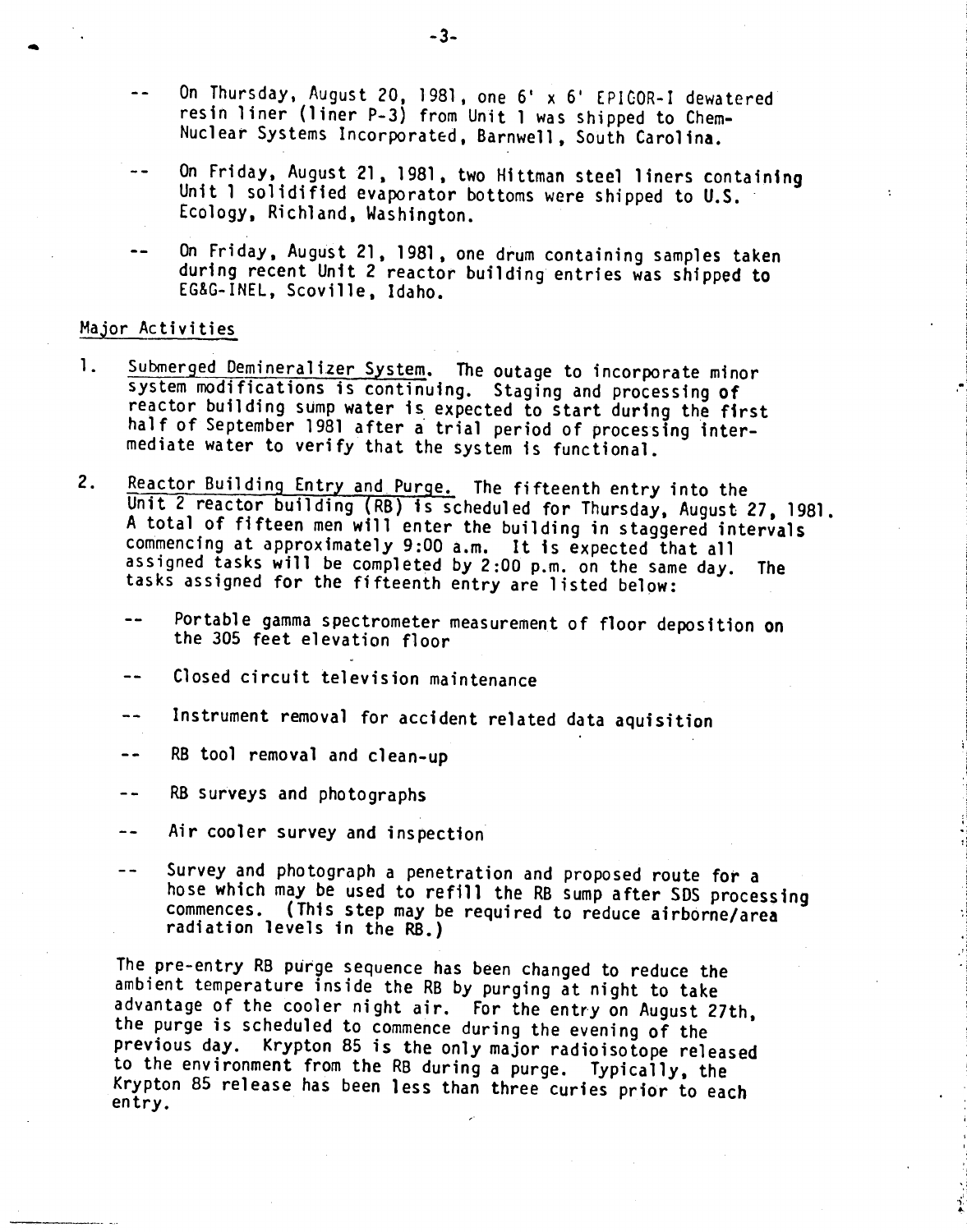- On Thursday, August 20, 1981, one 6' x 6' EPICOR-I dewatered resin liner (liner P-3) from Unit 1 was shipped to Chem-Nuclear Systems Incorporated, Barnwell, South Carolina.

- On Friday, August 21, 1981, two Hittman steel liners containing Unit 1 solidified evaporator bottoms were shipped to U.S. Ecology, Richland, Washington.

- On Friday, August 21, 1981, one drum containing samples taken during recent Unit 2 reactor building entries was shipped to EG&G-INEL, Scoville, Idaho.

## Major Activities

1. Submerged Demineralizer System. The outage to incorporate minor system modifications is continuing. Staging and processing of reactor building sump water is expected to start during the first half of September 1981 after a trial period of processing intermediate water to verify that the system is functional.

2. Reactor Building Entry and Purge. The fifteenth entry into the Unit 2 reactor building (RB) is scheduled for Thursday, August 27, 1981. A total of fifteen men will enter the building in staggered intervals commencing at approximately 9:00 a.m. It is expected that all assigned tasks will be completed by 2:00 p.m. on the same day. The tasks assigned for the fifteenth entry are listed below:

   - Portable gamma spectrometer measurement of floor deposition on the 305 feet elevation floor

   - Closed circuit television maintenance

   - Instrument removal for accident related data aquisition

   - RB tool removal and clean-up

   - RB surveys and photographs

   - Air cooler survey and inspection

   - Survey and photograph a penetration and proposed route for a hose which may be used to refill the RB sump after SDS processing commences. (This step may be required to reduce airborne/area radiation levels in the RB.)

   The pre-entry RB purge sequence has been changed to reduce the ambient temperature inside the RB by purging at night to take advantage of the cooler night air. For the entry on August 27th, the purge is scheduled to commence during the evening of the previous day. Krypton 85 is the only major radioisotope released to the environment from the RB during a purge. Typically, the Krypton 85 release has been less than three curies prior to each entry.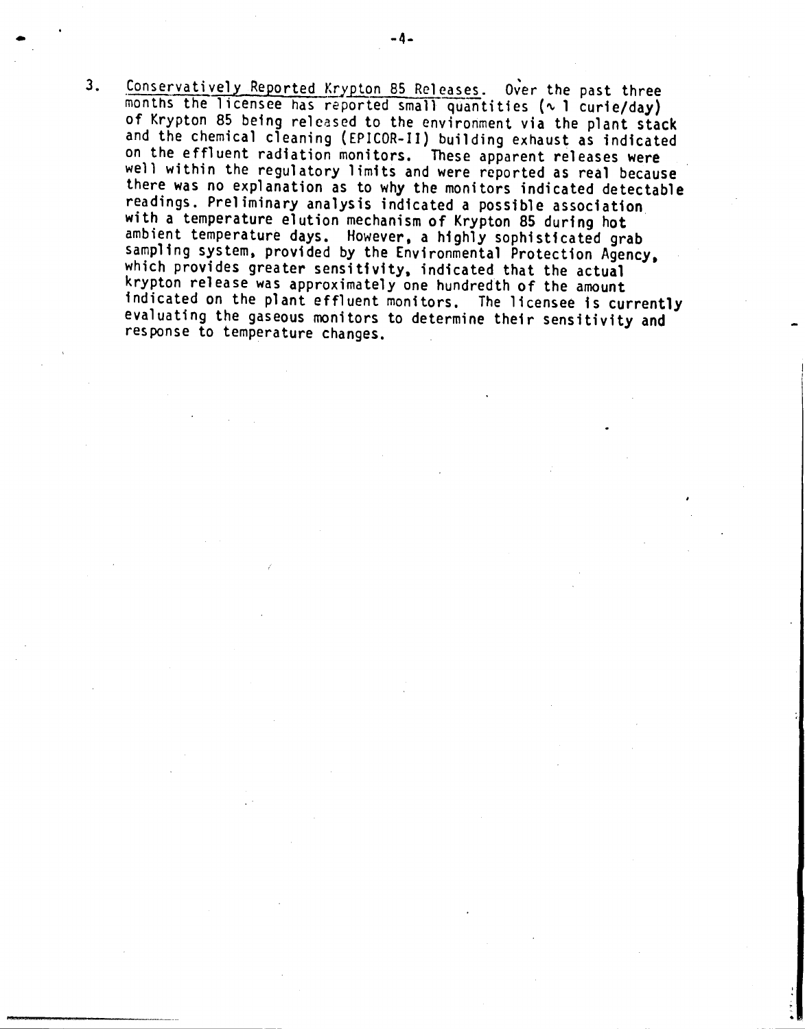3. Conservatively Reported Krypton 85 Releases. Over the past three months the licensee has reported small quantities ($\sim$ 1 curie/day) of Krypton 85 being released to the environment via the plant stack and the chemical cleaning (EPICOR-II) building exhaust as indicated on the effluent radiation monitors. These apparent releases were well within the regulatory limits and were reported as real because there was no explanation as to why the monitors indicated detectable readings. Preliminary analysis indicated a possible association with a temperature elution mechanism of Krypton 85 during hot ambient temperature days. However, a highly sophisticated grab sampling system, provided by the Environmental Protection Agency, which provides greater sensitivity, indicated that the actual krypton release was approximately one hundredth of the amount indicated on the plant effluent monitors. The licensee is currently evaluating the gaseous monitors to determine their sensitivity and response to temperature changes.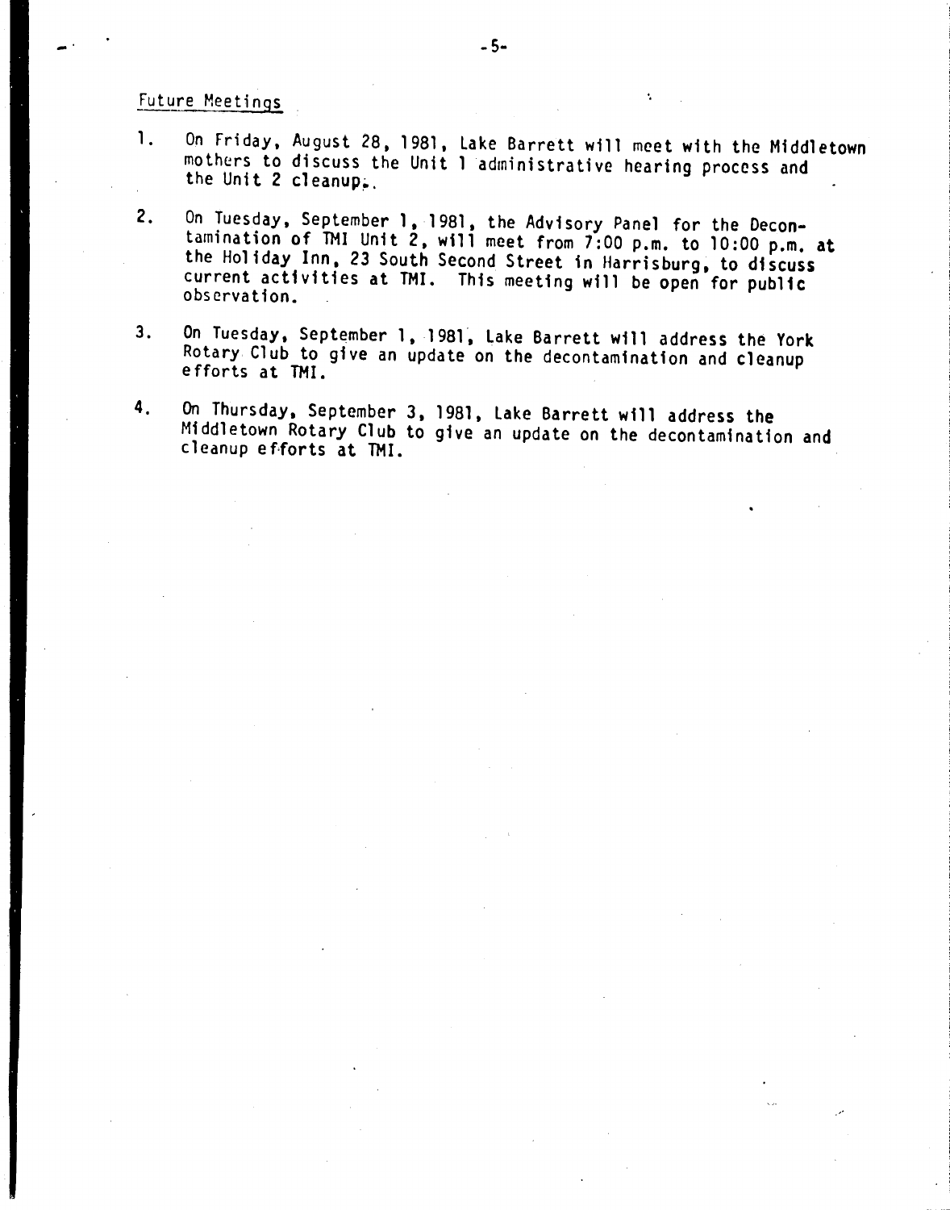Future Meetings

1. On Friday, August 28, 1981, Lake Barrett will meet with the Middletown mothers to discuss the Unit 1 administrative hearing process and the Unit 2 cleanup.

2. On Tuesday, September 1, 1981, the Advisory Panel for the Decontamination of TMI Unit 2, will meet from 7:00 p.m. to 10:00 p.m. at the Holiday Inn, 23 South Second Street in Harrisburg, to discuss current activities at TMI. This meeting will be open for public observation.

3. On Tuesday, September 1, 1981, Lake Barrett will address the York Rotary Club to give an update on the decontamination and cleanup efforts at TMI.

4. On Thursday, September 3, 1981, Lake Barrett will address the Middletown Rotary Club to give an update on the decontamination and cleanup efforts at TMI.